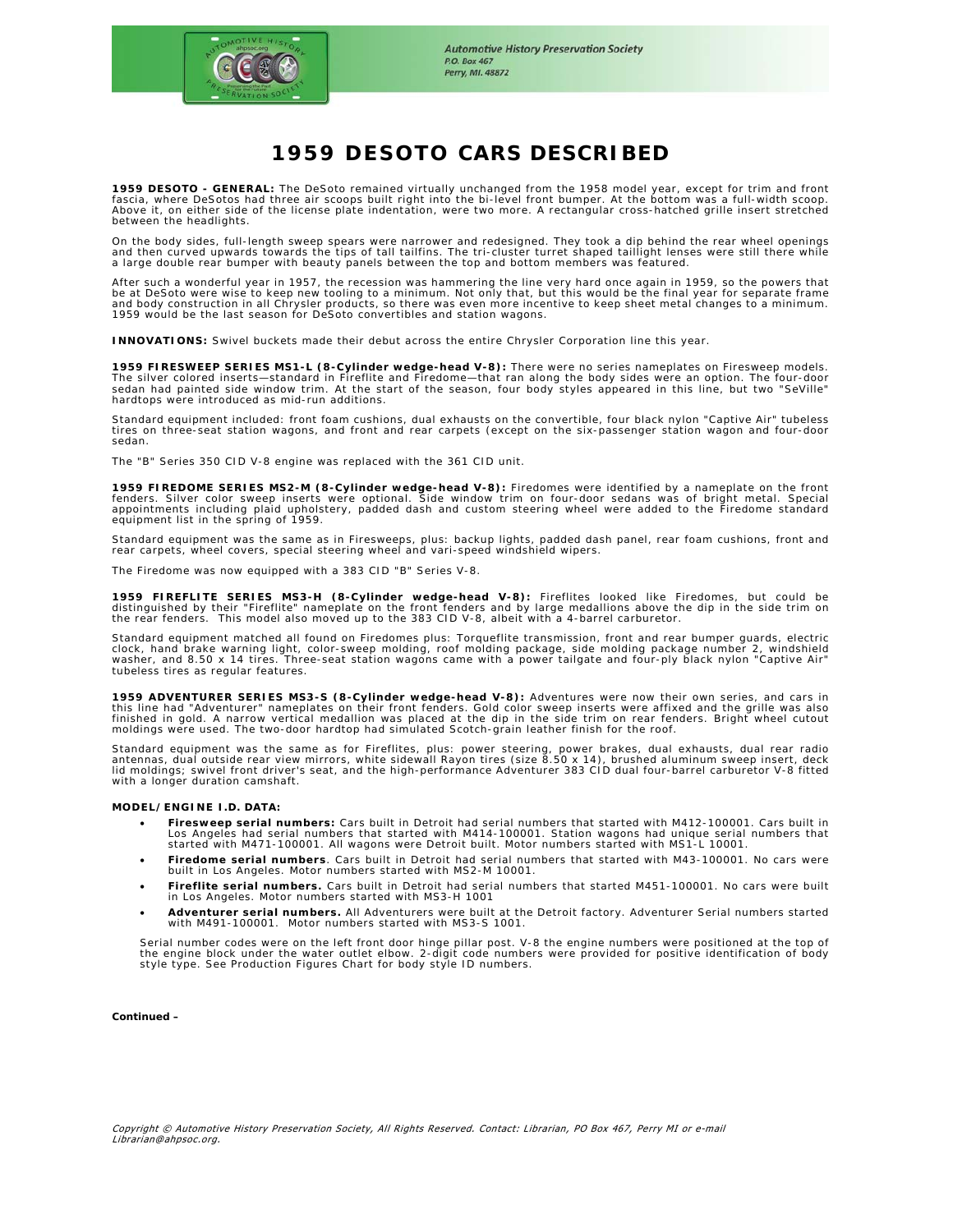Automotive History Preservation Society
P.O. Box 467
Perry, MI. 48872

# 1959 DESOTO CARS DESCRIBED

**1959 DESOTO - GENERAL:** The DeSoto remained virtually unchanged from the 1958 model year, except for trim and front fascia, where DeSotos had three air scoops built right into the bi-level front bumper. At the bottom was a full-width scoop. Above it, on either side of the license plate indentation, were two more. A rectangular cross-hatched grille insert stretched between the headlights.

On the body sides, full-length sweep spears were narrower and redesigned. They took a dip behind the rear wheel openings and then curved upwards towards the tips of tall tailfins. The tri-cluster turret shaped taillight lenses were still there while a large double rear bumper with beauty panels between the top and bottom members was featured.

After such a wonderful year in 1957, the recession was hammering the line very hard once again in 1959, so the powers that be at DeSoto were wise to keep new tooling to a minimum. Not only that, but this would be the final year for separate frame and body construction in all Chrysler products, so there was even more incentive to keep sheet metal changes to a minimum. 1959 would be the last season for DeSoto convertibles and station wagons.

**INNOVATIONS:** Swivel buckets made their debut across the entire Chrysler Corporation line this year.

**1959 FIRESWEEP SERIES MS1-L (8-Cylinder wedge-head V-8):** There were no series nameplates on Firesweep models. The silver colored inserts—standard in Fireflite and Firedome—that ran along the body sides were an option. The four-door sedan had painted side window trim. At the start of the season, four body styles appeared in this line, but two "SeVille" hardtops were introduced as mid-run additions.

Standard equipment included: front foam cushions, dual exhausts on the convertible, four black nylon "Captive Air" tubeless tires on three-seat station wagons, and front and rear carpets (except on the six-passenger station wagon and four-door sedan.

The "B" Series 350 CID V-8 engine was replaced with the 361 CID unit.

**1959 FIREDOME SERIES MS2-M (8-Cylinder wedge-head V-8):** Firedomes were identified by a nameplate on the front fenders. Silver color sweep inserts were optional. Side window trim on four-door sedans was of bright metal. Special appointments including plaid upholstery, padded dash and custom steering wheel were added to the Firedome standard equipment list in the spring of 1959.

Standard equipment was the same as in Firesweeps, plus: backup lights, padded dash panel, rear foam cushions, front and rear carpets, wheel covers, special steering wheel and vari-speed windshield wipers.

The Firedome was now equipped with a 383 CID "B" Series V-8.

**1959 FIREFLITE SERIES MS3-H (8-Cylinder wedge-head V-8):** Fireflites looked like Firedomes, but could be distinguished by their "Fireflite" nameplate on the front fenders and by large medallions above the dip in the side trim on the rear fenders. This model also moved up to the 383 CID V-8, albeit with a 4-barrel carburetor.

Standard equipment matched all found on Firedomes plus: Torqueflite transmission, front and rear bumper guards, electric clock, hand brake warning light, color-sweep molding, roof molding package, side molding package number 2, windshield washer, and 8.50 x 14 tires. Three-seat station wagons came with a power tailgate and four-ply black nylon "Captive Air" tubeless tires as regular features.

**1959 ADVENTURER SERIES MS3-S (8-Cylinder wedge-head V-8):** Adventures were now their own series, and cars in this line had "Adventurer" nameplates on their front fenders. Gold color sweep inserts were affixed and the grille was also finished in gold. A narrow vertical medallion was placed at the dip in the side trim on rear fenders. Bright wheel cutout moldings were used. The two-door hardtop had simulated Scotch-grain leather finish for the roof.

Standard equipment was the same as for Fireflites, plus: power steering, power brakes, dual exhausts, dual rear radio antennas, dual outside rear view mirrors, white sidewall Rayon tires (size 8.50 x 14), brushed aluminum sweep insert, deck lid moldings; swivel front driver's seat, and the high-performance Adventurer 383 CID dual four-barrel carburetor V-8 fitted with a longer duration camshaft.

**MODEL/ENGINE I.D. DATA:**

- **Firesweep serial numbers:** Cars built in Detroit had serial numbers that started with M412-100001. Cars built in Los Angeles had serial numbers that started with M414-100001. Station wagons had unique serial numbers that started with M471-100001. All wagons were Detroit built. Motor numbers started with MS1-L 10001.
- **Firedome serial numbers**. Cars built in Detroit had serial numbers that started with M43-100001. No cars were built in Los Angeles. Motor numbers started with MS2-M 10001.
- **Fireflite serial numbers.** Cars built in Detroit had serial numbers that started M451-100001. No cars were built in Los Angeles. Motor numbers started with MS3-H 1001
- **Adventurer serial numbers.** All Adventurers were built at the Detroit factory. Adventurer Serial numbers started with M491-100001. Motor numbers started with MS3-S 1001.

Serial number codes were on the left front door hinge pillar post. V-8 the engine numbers were positioned at the top of the engine block under the water outlet elbow. 2-digit code numbers were provided for positive identification of body style type. See Production Figures Chart for body style ID numbers.

**Continued –**

*Copyright © Automotive History Preservation Society, All Rights Reserved. Contact: Librarian, PO Box 467, Perry MI or e-mail Librarian@ahpsoc.org.*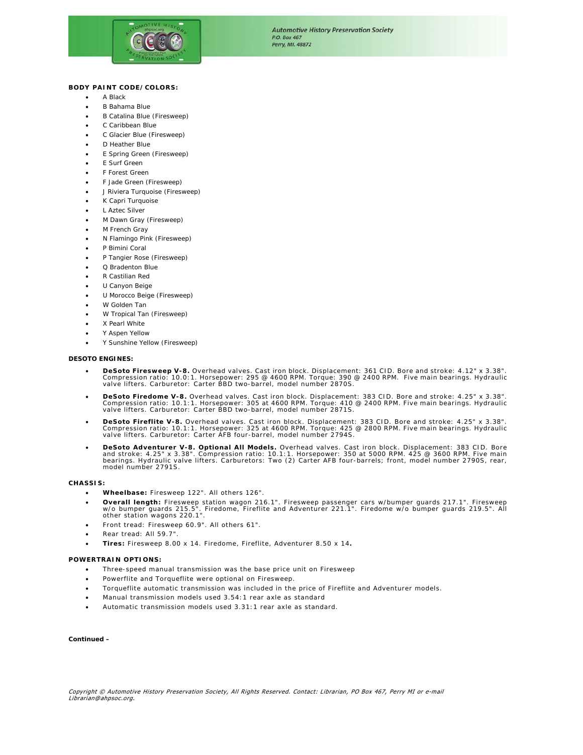**BODY PAINT CODE/COLORS:**

- A Black
- B Bahama Blue
- B Catalina Blue (Firesweep)
- C Caribbean Blue
- C Glacier Blue (Firesweep)
- D Heather Blue
- E Spring Green (Firesweep)
- E Surf Green
- F Forest Green
- F Jade Green (Firesweep)
- J Riviera Turquoise (Firesweep)
- K Capri Turquoise
- L Aztec Silver
- M Dawn Gray (Firesweep)
- M French Gray
- N Flamingo Pink (Firesweep)
- P Bimini Coral
- P Tangier Rose (Firesweep)
- Q Bradenton Blue
- R Castilian Red
- U Canyon Beige
- U Morocco Beige (Firesweep)
- W Golden Tan
- W Tropical Tan (Firesweep)
- X Pearl White
- Y Aspen Yellow
- Y Sunshine Yellow (Firesweep)

**DESOTO ENGINES:**

- **DeSoto Firesweep V-8.** Overhead valves. Cast iron block. Displacement: 361 CID. Bore and stroke: 4.12" x 3.38". Compression ratio: 10.0:1. Horsepower: 295 @ 4600 RPM. Torque: 390 @ 2400 RPM. Five main bearings. Hydraulic valve lifters. Carburetor: Carter BBD two-barrel, model number 2870S.
- **DeSoto Firedome V-8.** Overhead valves. Cast iron block. Displacement: 383 CID. Bore and stroke: 4.25" x 3.38". Compression ratio: 10.1:1. Horsepower: 305 at 4600 RPM. Torque: 410 @ 2400 RPM. Five main bearings. Hydraulic valve lifters. Carburetor: Carter BBD two-barrel, model number 2871S.
- **DeSoto Fireflite V-8.** Overhead valves. Cast iron block. Displacement: 383 CID. Bore and stroke: 4.25" x 3.38". Compression ratio: 10.1:1. Horsepower: 325 at 4600 RPM. Torque: 425 @ 2800 RPM. Five main bearings. Hydraulic valve lifters. Carburetor: Carter AFB four-barrel, model number 2794S.
- **DeSoto Adventurer V-8. Optional All Models.** Overhead valves. Cast iron block. Displacement: 383 CID. Bore and stroke: 4.25" x 3.38". Compression ratio: 10.1:1. Horsepower: 350 at 5000 RPM. 425 @ 3600 RPM. Five main bearings. Hydraulic valve lifters. Carburetors: Two (2) Carter AFB four-barrels; front, model number 2790S, rear, model number 2791S.

**CHASSIS:**

- **Wheelbase:** Firesweep 122". All others 126".
- **Overall length:** Firesweep station wagon 216.1". Firesweep passenger cars w/bumper guards 217.1". Firesweep w/o bumper guards 215.5". Firedome, Fireflite and Adventurer 221.1". Firedome w/o bumper guards 219.5". All other station wagons 220.1".
- Front tread: Firesweep 60.9". All others 61".
- Rear tread: All 59.7".
- **Tires:** Firesweep 8.00 x 14. Firedome, Fireflite, Adventurer 8.50 x 14**.**

**POWERTRAIN OPTIONS:**

- Three-speed manual transmission was the base price unit on Firesweep
- Powerflite and Torqueflite were optional on Firesweep.
- Torqueflite automatic transmission was included in the price of Fireflite and Adventurer models.
- Manual transmission models used 3.54:1 rear axle as standard
- Automatic transmission models used 3.31:1 rear axle as standard.

**Continued –**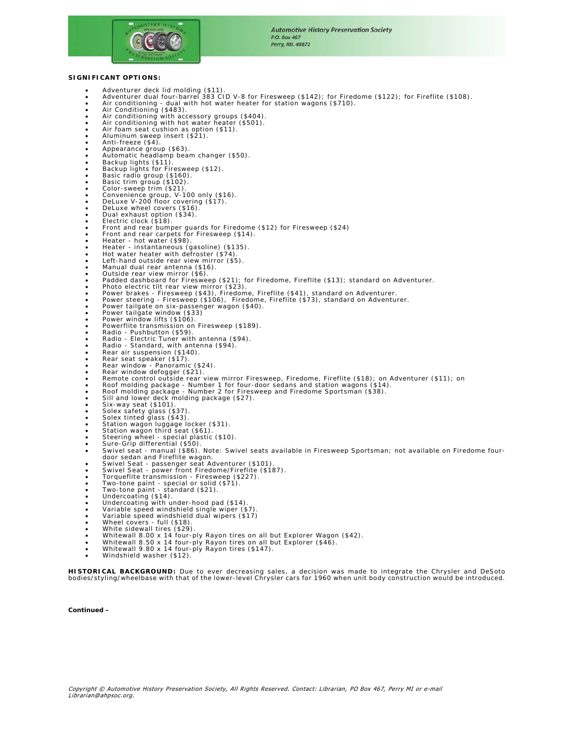**SIGNIFICANT OPTIONS:**

- Adventurer deck lid molding ($11).
- Adventurer dual four-barrel 383 CID V-8 for Firesweep ($142); for Firedome ($122); for Fireflite ($108).
- Air conditioning - dual with hot water heater for station wagons ($710).
- Air Conditioning ($483).
- Air conditioning with accessory groups ($404).
- Air conditioning with hot water heater ($501).
- Air foam seat cushion as option ($11).
- Aluminum sweep insert ($21).
- Anti-freeze ($4).
- Appearance group ($63).
- Automatic headlamp beam changer ($50).
- Backup lights ($11).
- Backup lights for Firesweep ($12).
- Basic radio group ($160).
- Basic trim group ($102).
- Color-sweep trim ($21).
- Convenience group, V-100 only ($16).
- DeLuxe V-200 floor covering ($17).
- DeLuxe wheel covers ($16).
- Dual exhaust option ($34).
- Electric clock ($18).
- Front and rear bumper guards for Firedome ($12) for Firesweep ($24)
- Front and rear carpets for Firesweep ($14).
- Heater - hot water ($98).
- Heater - instantaneous (gasoline) ($135).
- Hot water heater with defroster ($74).
- Left-hand outside rear view mirror ($5).
- Manual dual rear antenna ($16).
- Outside rear view mirror ($6).
- Padded dashboard for Firesweep ($21); for Firedome, Fireflite ($13); standard on Adventurer.
- Photo electric tilt rear view mirror ($23).
- Power brakes - Firesweep ($43), Firedome, Fireflite ($41), standard on Adventurer.
- Power steering - Firesweep ($106), Firedome, Fireflite ($73), standard on Adventurer.
- Power tailgate on six-passenger wagon ($40).
- Power tailgate window ($33)
- Power window lifts ($106).
- Powerflite transmission on Firesweep ($189).
- Radio - Pushbutton ($59).
- Radio - Electric Tuner with antenna ($94).
- Radio - Standard, with antenna ($94).
- Rear air suspension ($140).
- Rear seat speaker ($17).
- Rear window - Panoramic ($24).
- Rear window defogger ($21).
- Remote control outside rear view mirror Firesweep, Firedome, Fireflite ($18); on Adventurer ($11); on
- Roof molding package - Number 1 for four-door sedans and station wagons ($14).
- Roof molding package - Number 2 for Firesweep and Firedome Sportsman ($38).
- Sill and lower deck molding package ($27).
- Six-way seat ($101).
- Solex safety glass ($37).
- Solex tinted glass ($43).
- Station wagon luggage locker ($31).
- Station wagon third seat ($61).
- Steering wheel - special plastic ($10).
- Sure-Grip differential ($50).
- Swivel seat - manual ($86). Note: Swivel seats available in Firesweep Sportsman; not available on Firedome four-door sedan and Fireflite wagon.
- Swivel Seat - passenger seat Adventurer ($101).
- Swivel Seat - power front Firedome/Fireflite ($187).
- Torqueflite transmission - Firesweep ($227).
- Two-tone paint - special or solid ($71).
- Two-tone paint - standard ($21).
- Undercoating ($14).
- Undercoating with under-hood pad ($14).
- Variable speed windshield single wiper ($7).
- Variable speed windshield dual wipers ($17)
- Wheel covers - full ($18).
- White sidewall tires ($29).
- Whitewall 8.00 x 14 four-ply Rayon tires on all but Explorer Wagon ($42).
- Whitewall 8.50 x 14 four-ply Rayon tires on all but Explorer ($46).
- Whitewall 9.80 x 14 four-ply Rayon tires ($147).
- Windshield washer ($12).

**HISTORICAL BACKGROUND:** Due to ever decreasing sales, a decision was made to integrate the Chrysler and DeSoto bodies/styling/wheelbase with that of the lower-level Chrysler cars for 1960 when unit body construction would be introduced.

**Continued –**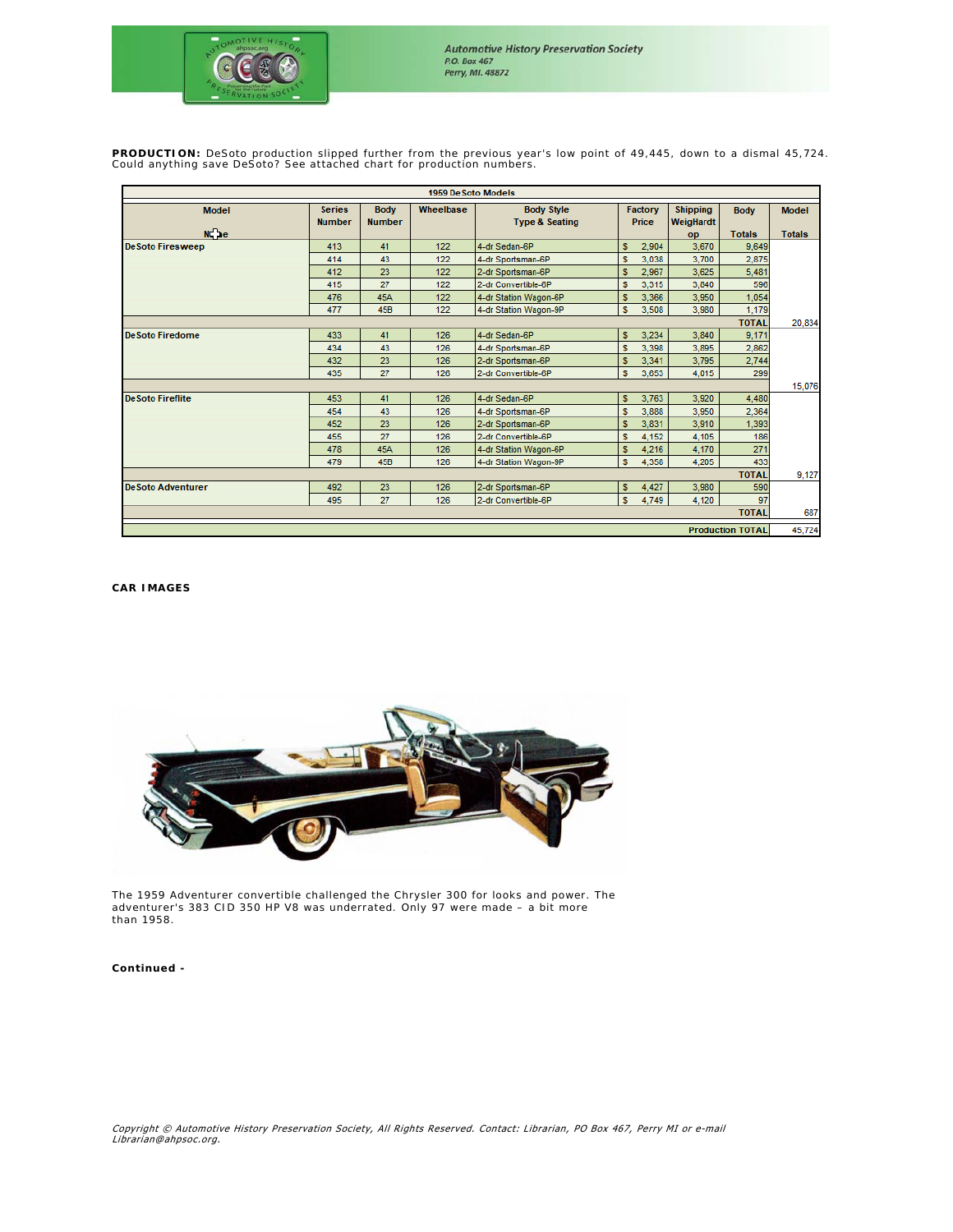**PRODUCTION:** DeSoto production slipped further from the previous year's low point of 49,445, down to a dismal 45,724. Could anything save DeSoto? See attached chart for production numbers.

| 1959 DeSoto Models | | | | | | | | |
|---|---|---|---|---|---|---|---|---|
| Model Name | Series Number | Body Number | Wheelbase | Body Style Type & Seating | Factory Price | Shipping WeigHardtop | Body Totals | Model Totals |
| DeSoto Firesweep | 413 | 41 | 122 | 4-dr Sedan-6P | $ 2,904 | 3,670 | 9,649 | |
| | 414 | 43 | 122 | 4-dr Sportsman-6P | $ 3,038 | 3,700 | 2,875 | |
| | 412 | 23 | 122 | 2-dr Sportsman-6P | $ 2,967 | 3,625 | 5,481 | |
| | 415 | 27 | 122 | 2-dr Convertible-6P | $ 3,315 | 3,840 | 596 | |
| | 476 | 45A | 122 | 4-dr Station Wagon-6P | $ 3,366 | 3,950 | 1,054 | |
| | 477 | 45B | 122 | 4-dr Station Wagon-9P | $ 3,508 | 3,980 | 1,179 | |
| | | | | | | | TOTAL | 20,834 |
| DeSoto Firedome | 433 | 41 | 126 | 4-dr Sedan-6P | $ 3,234 | 3,840 | 9,171 | |
| | 434 | 43 | 126 | 4-dr Sportsman-6P | $ 3,398 | 3,895 | 2,862 | |
| | 432 | 23 | 126 | 2-dr Sportsman-6P | $ 3,341 | 3,795 | 2,744 | |
| | 435 | 27 | 126 | 2-dr Convertible-6P | $ 3,653 | 4,015 | 299 | |
| | | | | | | | | 15,076 |
| DeSoto Fireflite | 453 | 41 | 126 | 4-dr Sedan-6P | $ 3,763 | 3,920 | 4,480 | |
| | 454 | 43 | 126 | 4-dr Sportsman-6P | $ 3,888 | 3,950 | 2,364 | |
| | 452 | 23 | 126 | 2-dr Sportsman-6P | $ 3,831 | 3,910 | 1,393 | |
| | 455 | 27 | 126 | 2-dr Convertible-6P | $ 4,152 | 4,105 | 186 | |
| | 478 | 45A | 126 | 4-dr Station Wagon-6P | $ 4,216 | 4,170 | 271 | |
| | 479 | 45B | 126 | 4-dr Station Wagon-9P | $ 4,358 | 4,205 | 433 | |
| | | | | | | | TOTAL | 9,127 |
| DeSoto Adventurer | 492 | 23 | 126 | 2-dr Sportsman-6P | $ 4,427 | 3,980 | 590 | |
| | 495 | 27 | 126 | 2-dr Convertible-6P | $ 4,749 | 4,120 | 97 | |
| | | | | | | | TOTAL | 687 |
| | | | | | | | Production TOTAL | 45,724 |

**CAR IMAGES**

The 1959 Adventurer convertible challenged the Chrysler 300 for looks and power. The adventurer's 383 CID 350 HP V8 was underrated. Only 97 were made – a bit more than 1958.

**Continued -**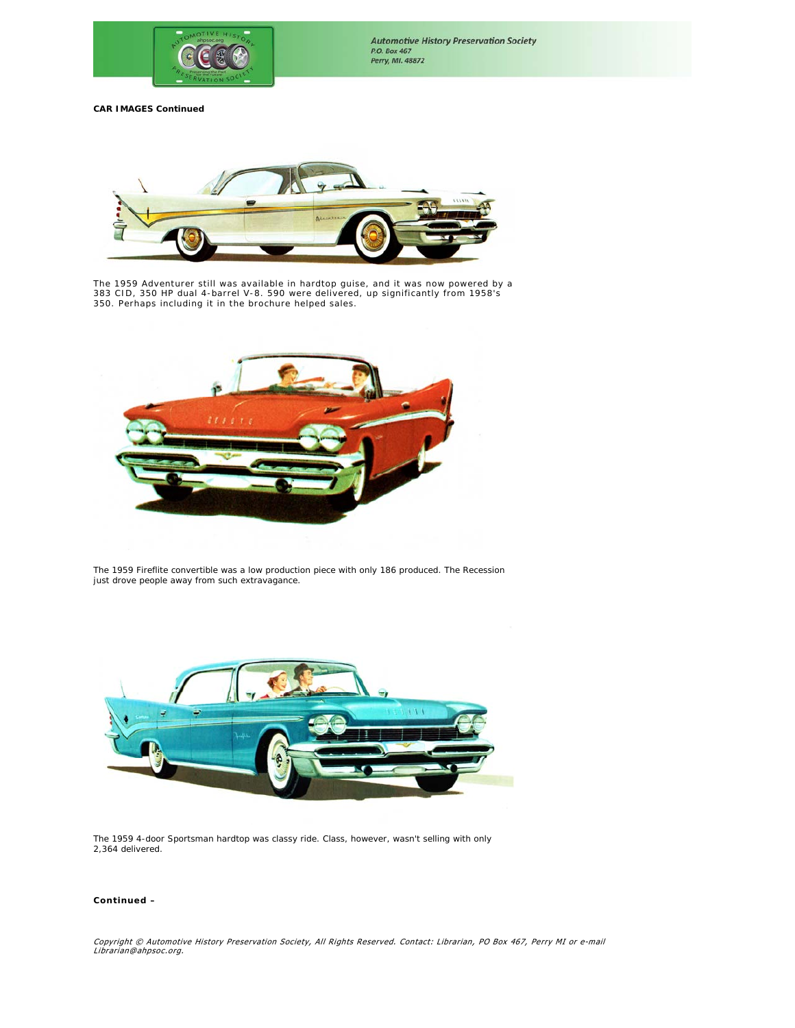**CAR IMAGES Continued**

The 1959 Adventurer still was available in hardtop guise, and it was now powered by a 383 CID, 350 HP dual 4-barrel V-8. 590 were delivered, up significantly from 1958's 350. Perhaps including it in the brochure helped sales.

The 1959 Fireflite convertible was a low production piece with only 186 produced. The Recession just drove people away from such extravagance.

The 1959 4-door Sportsman hardtop was classy ride. Class, however, wasn't selling with only 2,364 delivered.

**Continued –**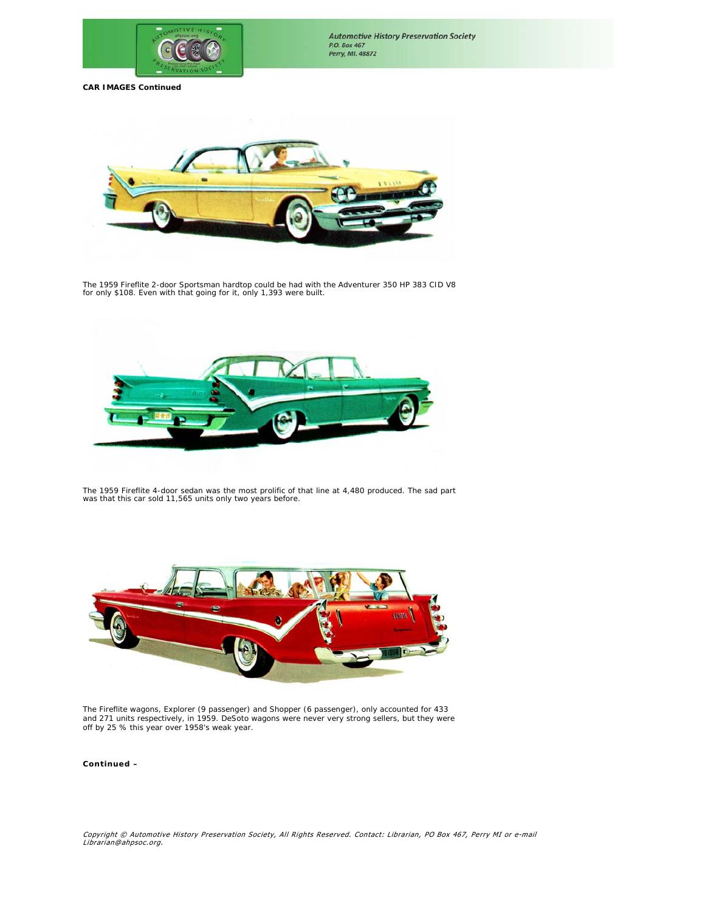**CAR IMAGES Continued**

The 1959 Fireflite 2-door Sportsman hardtop could be had with the Adventurer 350 HP 383 CID V8 for only $108. Even with that going for it, only 1,393 were built.

The 1959 Fireflite 4-door sedan was the most prolific of that line at 4,480 produced. The sad part was that this car sold 11,565 units only two years before.

The Fireflite wagons, Explorer (9 passenger) and Shopper (6 passenger), only accounted for 433 and 271 units respectively, in 1959. DeSoto wagons were never very strong sellers, but they were off by 25 % this year over 1958's weak year.

**Continued –**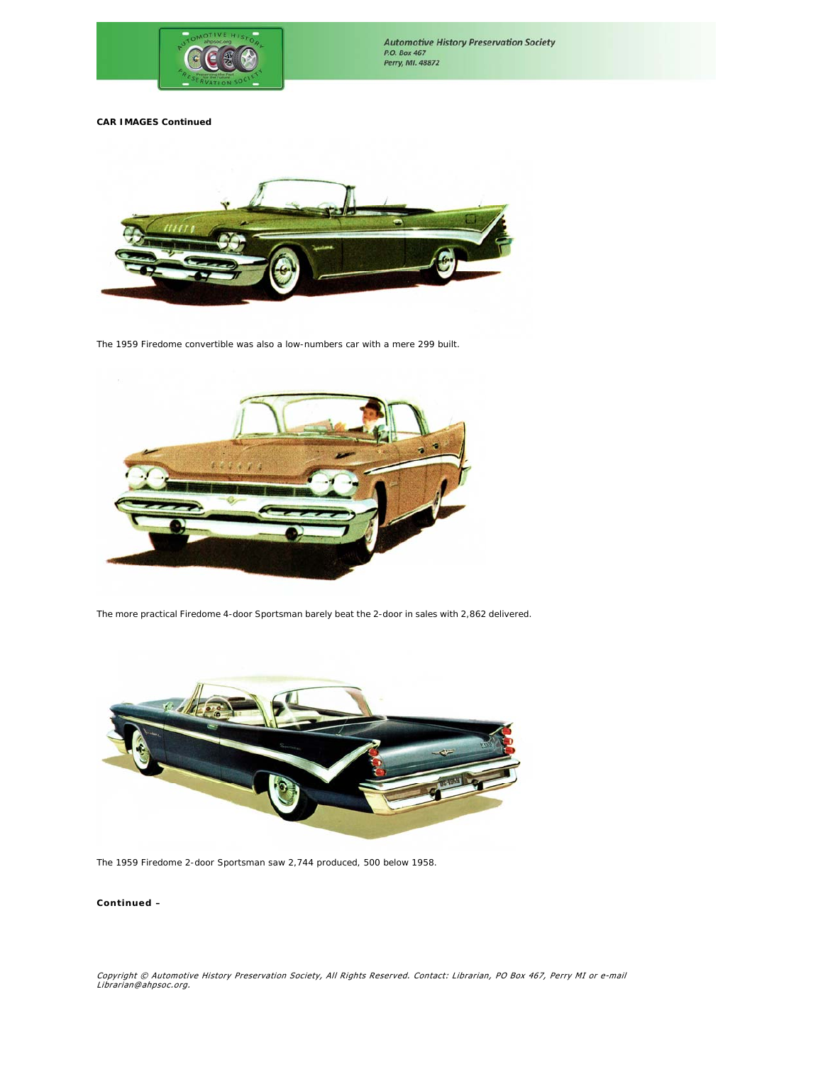**CAR IMAGES Continued**

The 1959 Firedome convertible was also a low-numbers car with a mere 299 built.

The more practical Firedome 4-door Sportsman barely beat the 2-door in sales with 2,862 delivered.

The 1959 Firedome 2-door Sportsman saw 2,744 produced, 500 below 1958.

**Continued –**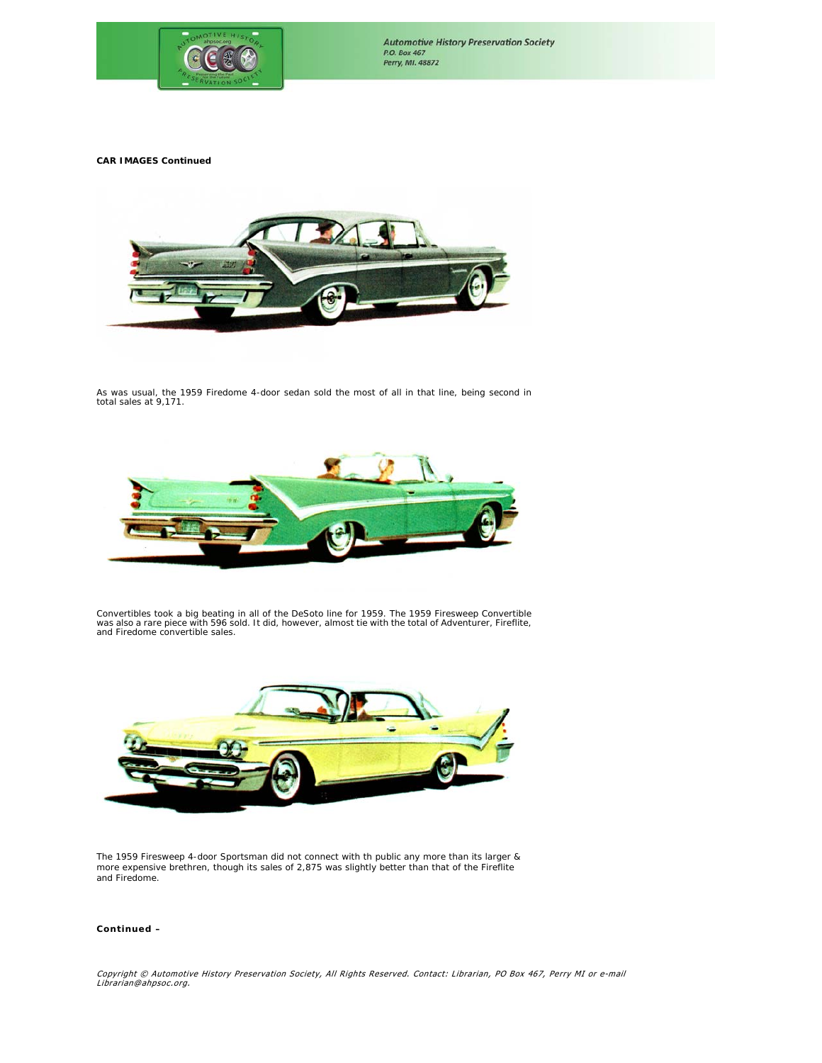**CAR IMAGES Continued**

As was usual, the 1959 Firedome 4-door sedan sold the most of all in that line, being second in total sales at 9,171.

Convertibles took a big beating in all of the DeSoto line for 1959. The 1959 Firesweep Convertible was also a rare piece with 596 sold. It did, however, almost tie with the total of Adventurer, Fireflite, and Firedome convertible sales.

The 1959 Firesweep 4-door Sportsman did not connect with th public any more than its larger & more expensive brethren, though its sales of 2,875 was slightly better than that of the Fireflite and Firedome.

**Continued –**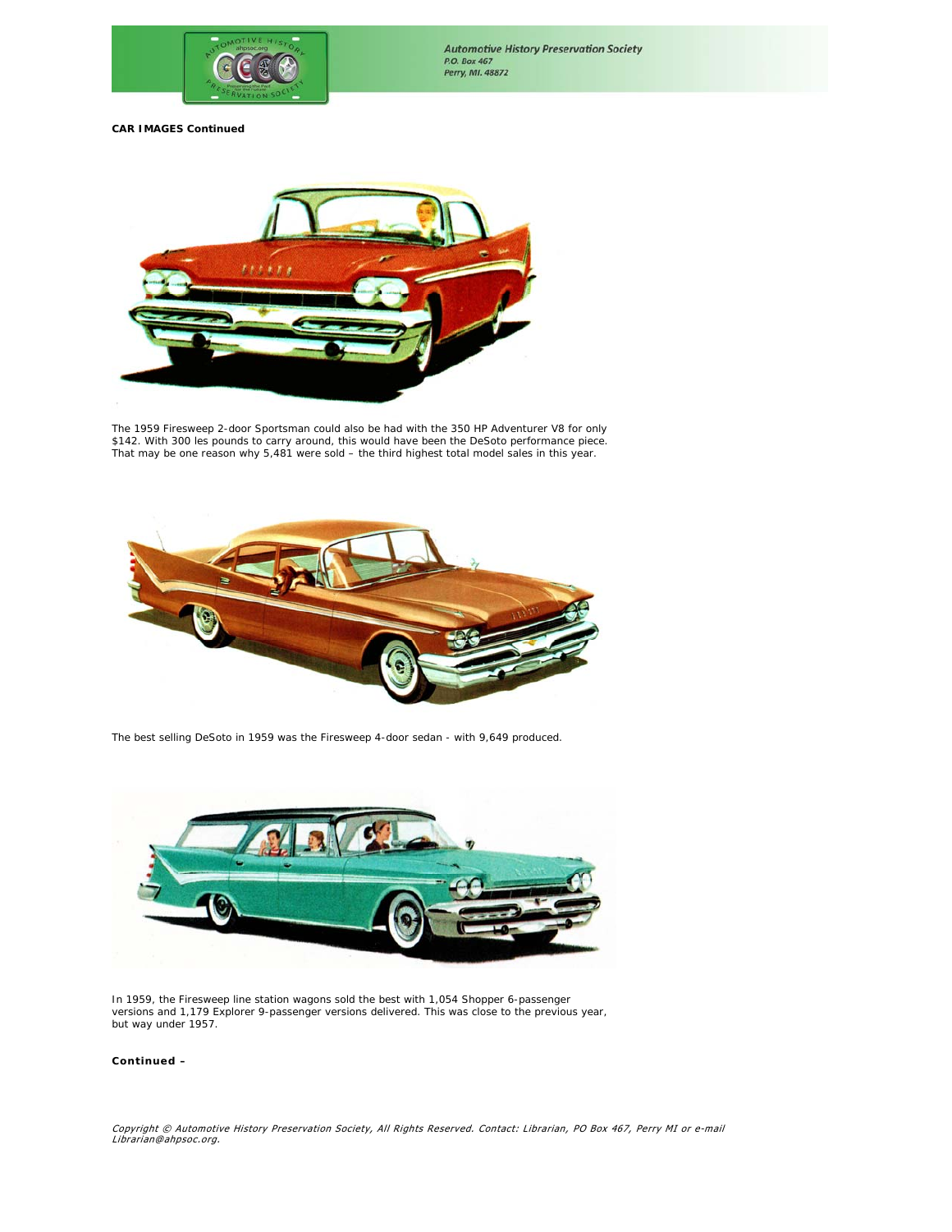**CAR IMAGES Continued**

The 1959 Firesweep 2-door Sportsman could also be had with the 350 HP Adventurer V8 for only $142. With 300 les pounds to carry around, this would have been the DeSoto performance piece. That may be one reason why 5,481 were sold – the third highest total model sales in this year.

The best selling DeSoto in 1959 was the Firesweep 4-door sedan - with 9,649 produced.

In 1959, the Firesweep line station wagons sold the best with 1,054 Shopper 6-passenger versions and 1,179 Explorer 9-passenger versions delivered. This was close to the previous year, but way under 1957.

**Continued –**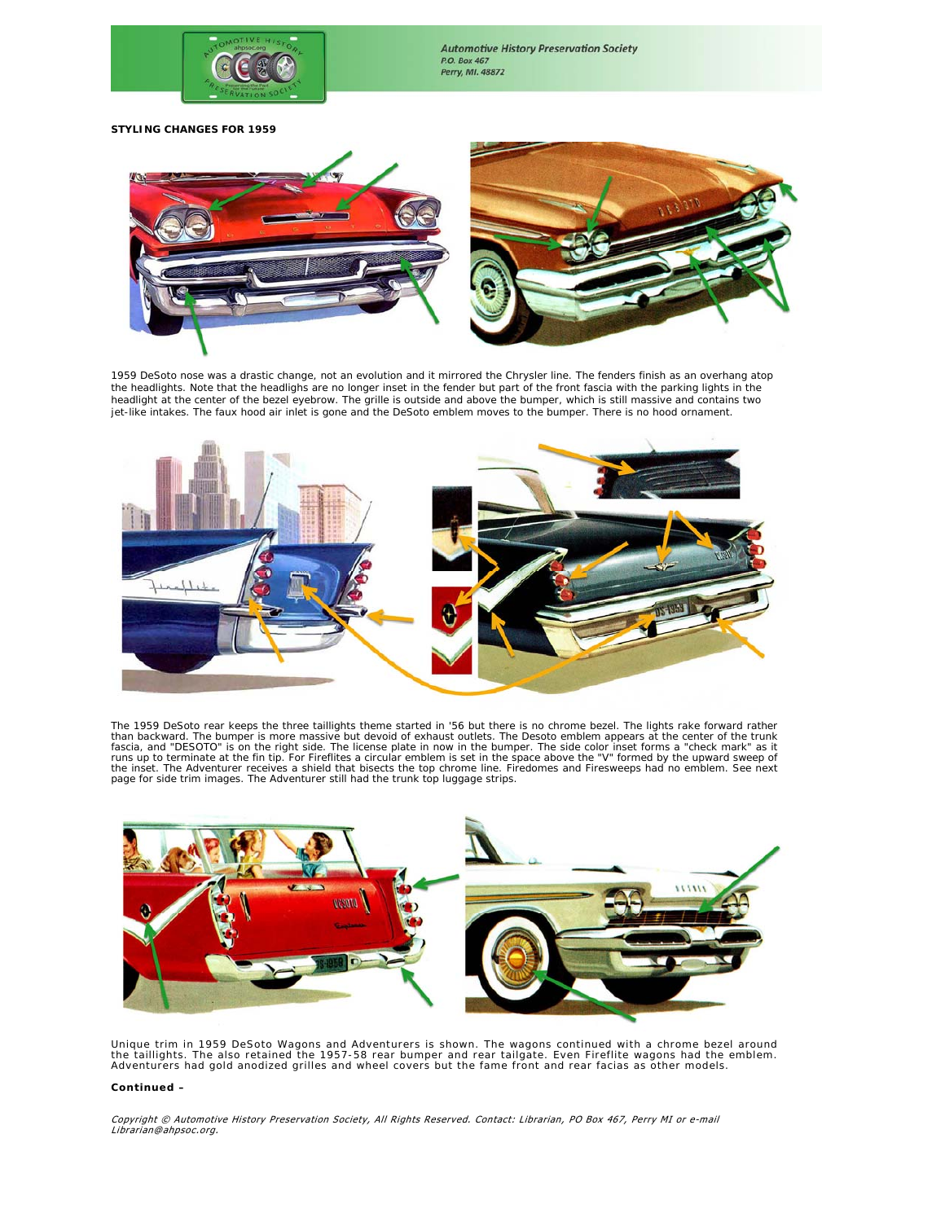**STYLING CHANGES FOR 1959**

1959 DeSoto nose was a drastic change, not an evolution and it mirrored the Chrysler line. The fenders finish as an overhang atop the headlights. Note that the headlighs are no longer inset in the fender but part of the front fascia with the parking lights in the headlight at the center of the bezel eyebrow. The grille is outside and above the bumper, which is still massive and contains two jet-like intakes. The faux hood air inlet is gone and the DeSoto emblem moves to the bumper. There is no hood ornament.

The 1959 DeSoto rear keeps the three taillights theme started in '56 but there is no chrome bezel. The lights rake forward rather than backward. The bumper is more massive but devoid of exhaust outlets. The Desoto emblem appears at the center of the trunk fascia, and "DESOTO" is on the right side. The license plate in now in the bumper. The side color inset forms a "check mark" as it runs up to terminate at the fin tip. For Fireflites a circular emblem is set in the space above the "V" formed by the upward sweep of the inset. The Adventurer receives a shield that bisects the top chrome line. Firedomes and Firesweeps had no emblem. See next page for side trim images. The Adventurer still had the trunk top luggage strips.

Unique trim in 1959 DeSoto Wagons and Adventurers is shown. The wagons continued with a chrome bezel around the taillights. The also retained the 1957-58 rear bumper and rear tailgate. Even Fireflite wagons had the emblem. Adventurers had gold anodized grilles and wheel covers but the fame front and rear facias as other models.

**Continued –**

*Copyright © Automotive History Preservation Society, All Rights Reserved. Contact: Librarian, PO Box 467, Perry MI or e-mail Librarian@ahpsoc.org.*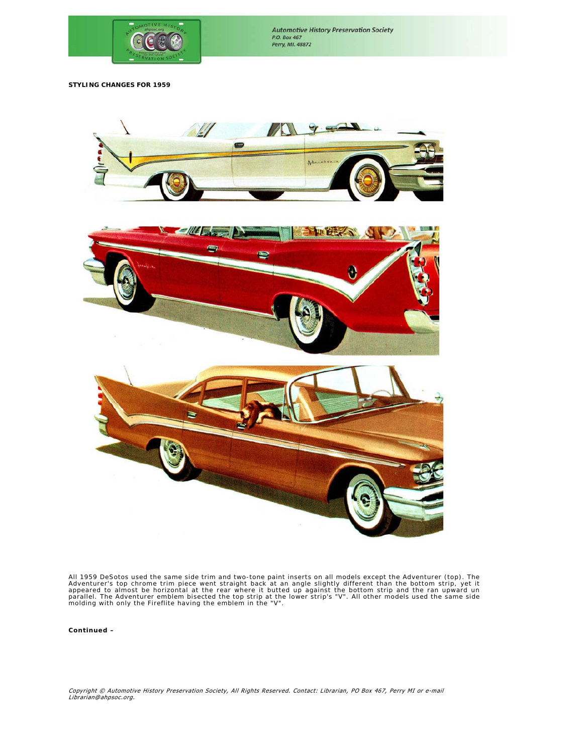**STYLING CHANGES FOR 1959**

All 1959 DeSotos used the same side trim and two-tone paint inserts on all models except the Adventurer (top). The Adventurer's top chrome trim piece went straight back at an angle slightly different than the bottom strip, yet it appeared to almost be horizontal at the rear where it butted up against the bottom strip and the ran upward un parallel. The Adventurer emblem bisected the top strip at the lower strip's "V". All other models used the same side molding with only the Fireflite having the emblem in the "V".

**Continued –**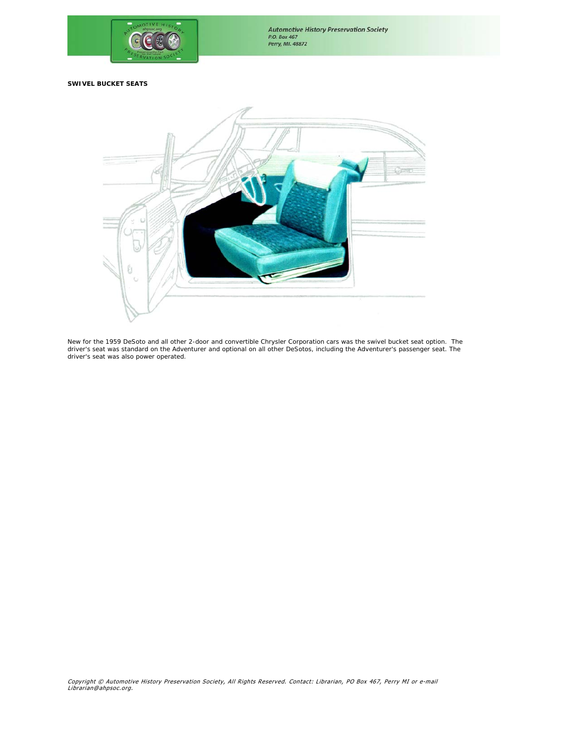**SWIVEL BUCKET SEATS**

New for the 1959 DeSoto and all other 2-door and convertible Chrysler Corporation cars was the swivel bucket seat option. The driver's seat was standard on the Adventurer and optional on all other DeSotos, including the Adventurer's passenger seat. The driver's seat was also power operated.